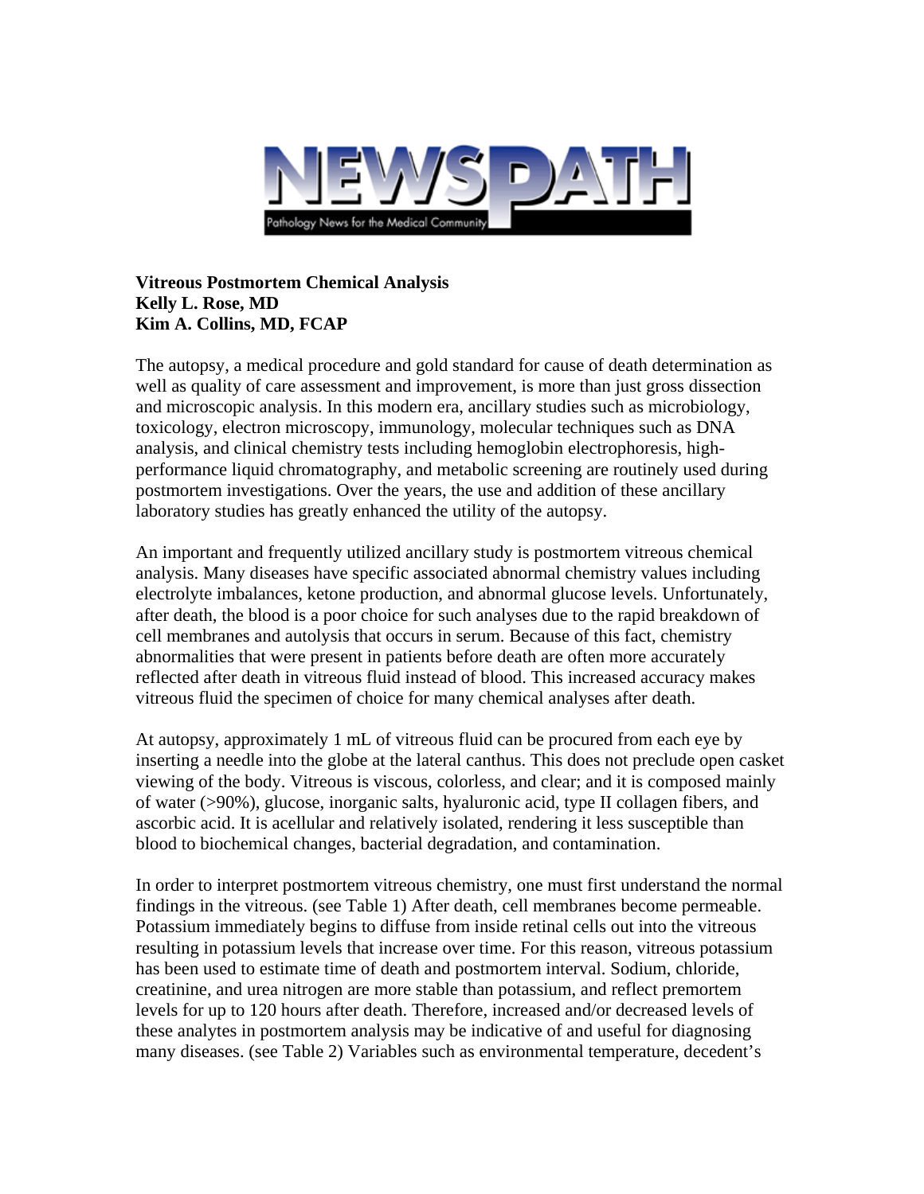# NEWSPATH

Pathology News for the Medical Community

**Vitreous Postmortem Chemical Analysis**
**Kelly L. Rose, MD**
**Kim A. Collins, MD, FCAP**

The autopsy, a medical procedure and gold standard for cause of death determination as well as quality of care assessment and improvement, is more than just gross dissection and microscopic analysis. In this modern era, ancillary studies such as microbiology, toxicology, electron microscopy, immunology, molecular techniques such as DNA analysis, and clinical chemistry tests including hemoglobin electrophoresis, high-performance liquid chromatography, and metabolic screening are routinely used during postmortem investigations. Over the years, the use and addition of these ancillary laboratory studies has greatly enhanced the utility of the autopsy.

An important and frequently utilized ancillary study is postmortem vitreous chemical analysis. Many diseases have specific associated abnormal chemistry values including electrolyte imbalances, ketone production, and abnormal glucose levels. Unfortunately, after death, the blood is a poor choice for such analyses due to the rapid breakdown of cell membranes and autolysis that occurs in serum. Because of this fact, chemistry abnormalities that were present in patients before death are often more accurately reflected after death in vitreous fluid instead of blood. This increased accuracy makes vitreous fluid the specimen of choice for many chemical analyses after death.

At autopsy, approximately 1 mL of vitreous fluid can be procured from each eye by inserting a needle into the globe at the lateral canthus. This does not preclude open casket viewing of the body. Vitreous is viscous, colorless, and clear; and it is composed mainly of water (>90%), glucose, inorganic salts, hyaluronic acid, type II collagen fibers, and ascorbic acid. It is acellular and relatively isolated, rendering it less susceptible than blood to biochemical changes, bacterial degradation, and contamination.

In order to interpret postmortem vitreous chemistry, one must first understand the normal findings in the vitreous. (see Table 1) After death, cell membranes become permeable. Potassium immediately begins to diffuse from inside retinal cells out into the vitreous resulting in potassium levels that increase over time. For this reason, vitreous potassium has been used to estimate time of death and postmortem interval. Sodium, chloride, creatinine, and urea nitrogen are more stable than potassium, and reflect premortem levels for up to 120 hours after death. Therefore, increased and/or decreased levels of these analytes in postmortem analysis may be indicative of and useful for diagnosing many diseases. (see Table 2) Variables such as environmental temperature, decedent's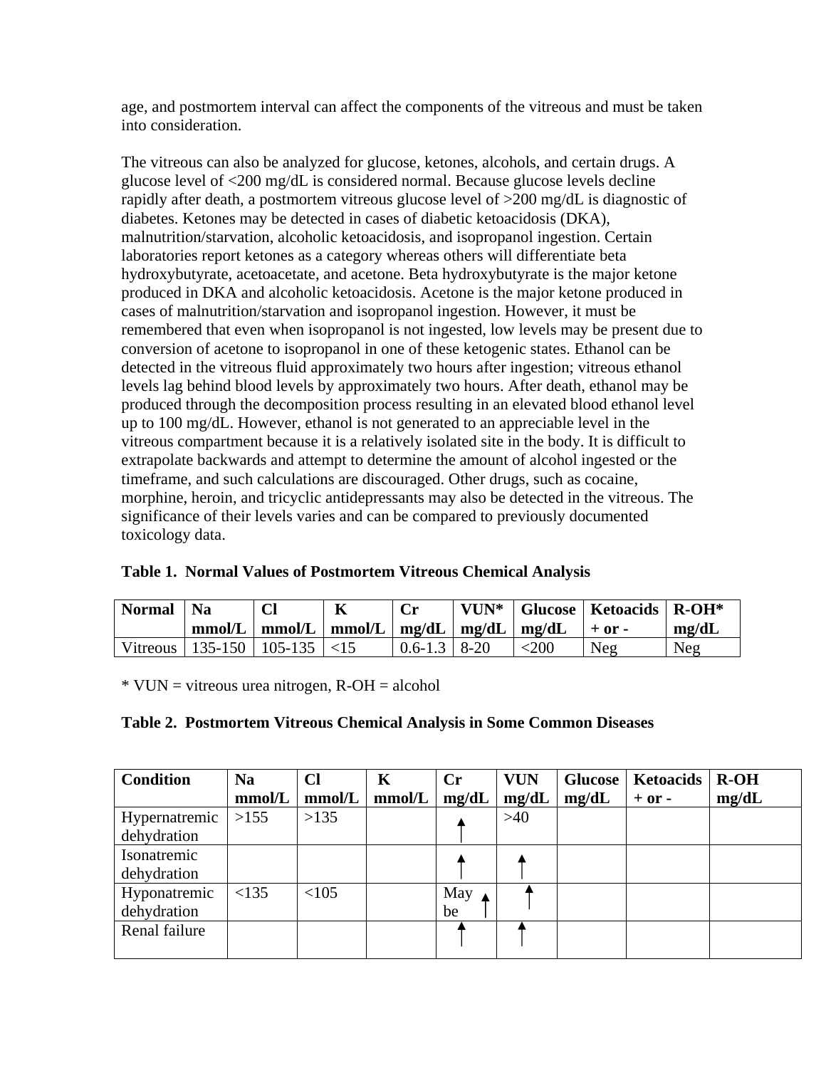age, and postmortem interval can affect the components of the vitreous and must be taken into consideration.

The vitreous can also be analyzed for glucose, ketones, alcohols, and certain drugs. A glucose level of <200 mg/dL is considered normal. Because glucose levels decline rapidly after death, a postmortem vitreous glucose level of >200 mg/dL is diagnostic of diabetes. Ketones may be detected in cases of diabetic ketoacidosis (DKA), malnutrition/starvation, alcoholic ketoacidosis, and isopropanol ingestion. Certain laboratories report ketones as a category whereas others will differentiate beta hydroxybutyrate, acetoacetate, and acetone. Beta hydroxybutyrate is the major ketone produced in DKA and alcoholic ketoacidosis. Acetone is the major ketone produced in cases of malnutrition/starvation and isopropanol ingestion. However, it must be remembered that even when isopropanol is not ingested, low levels may be present due to conversion of acetone to isopropanol in one of these ketogenic states. Ethanol can be detected in the vitreous fluid approximately two hours after ingestion; vitreous ethanol levels lag behind blood levels by approximately two hours. After death, ethanol may be produced through the decomposition process resulting in an elevated blood ethanol level up to 100 mg/dL. However, ethanol is not generated to an appreciable level in the vitreous compartment because it is a relatively isolated site in the body. It is difficult to extrapolate backwards and attempt to determine the amount of alcohol ingested or the timeframe, and such calculations are discouraged. Other drugs, such as cocaine, morphine, heroin, and tricyclic antidepressants may also be detected in the vitreous. The significance of their levels varies and can be compared to previously documented toxicology data.

**Table 1. Normal Values of Postmortem Vitreous Chemical Analysis**

| Normal | Na mmol/L | Cl mmol/L | K mmol/L | Cr mg/dL | VUN* mg/dL | Glucose mg/dL | Ketoacids + or - | R-OH* mg/dL |
|---|---|---|---|---|---|---|---|---|
| Vitreous | 135-150 | 105-135 | <15 | 0.6-1.3 | 8-20 | <200 | Neg | Neg |

* VUN = vitreous urea nitrogen, R-OH = alcohol

**Table 2. Postmortem Vitreous Chemical Analysis in Some Common Diseases**

| Condition | Na mmol/L | Cl mmol/L | K mmol/L | Cr mg/dL | VUN mg/dL | Glucose mg/dL | Ketoacids + or - | R-OH mg/dL |
|---|---|---|---|---|---|---|---|---|
| Hypernatremic dehydration | >155 | >135 | | ↑ | >40 | | | |
| Isonatremic dehydration | | | | ↑ | ↑ | | | |
| Hyponatremic dehydration | <135 | <105 | | May be ↑ | ↑ | | | |
| Renal failure | | | | ↑ | ↑ | | | |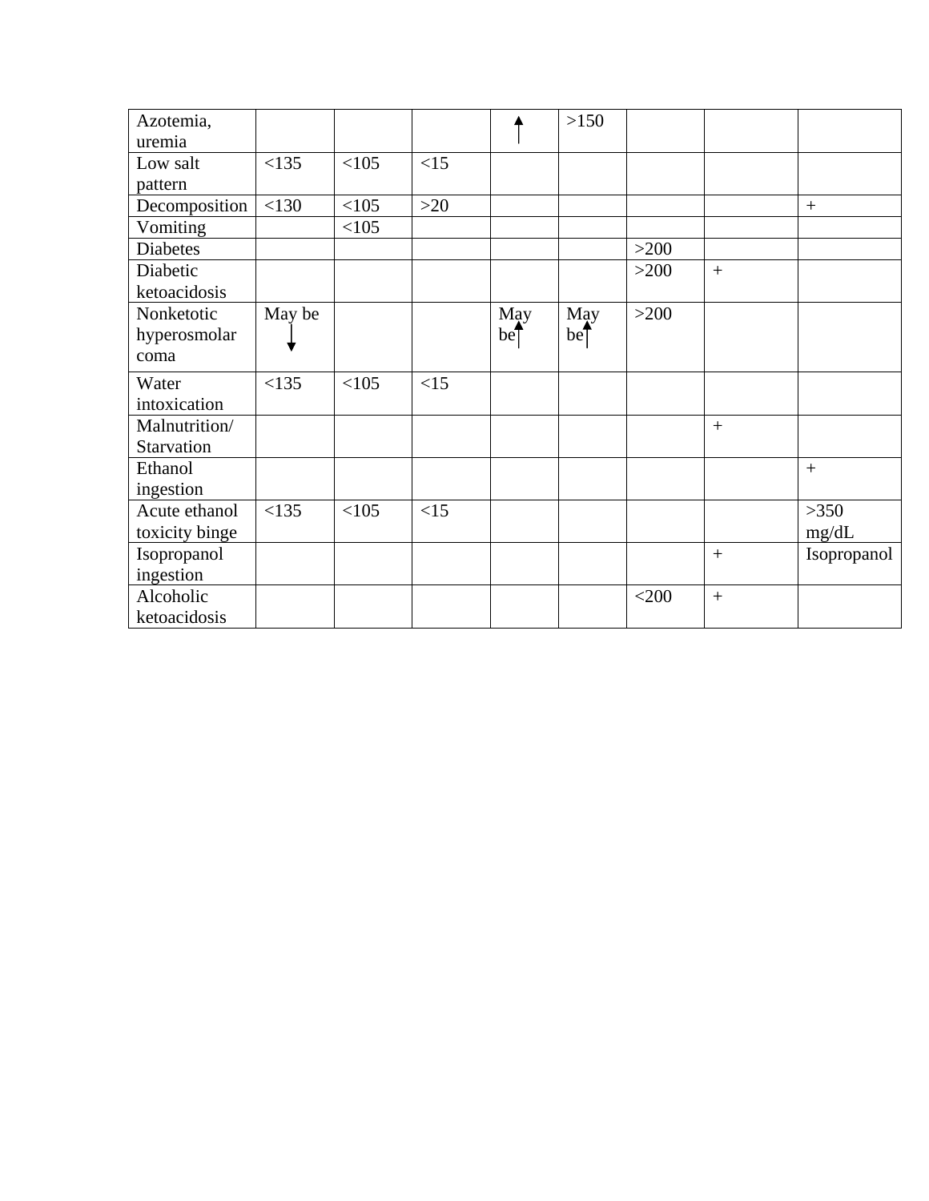| | | | | | | | | |
|---|---|---|---|---|---|---|---|---|
| Azotemia, uremia | | | | ↑ | >150 | | | |
| Low salt pattern | <135 | <105 | <15 | | | | | |
| Decomposition | <130 | <105 | >20 | | | | | + |
| Vomiting | | <105 | | | | | | |
| Diabetes | | | | | | >200 | | |
| Diabetic ketoacidosis | | | | | | >200 | + | |
| Nonketotic hyperosmolar coma | May be ↓ | | | May be ↑ | May be ↑ | >200 | | |
| Water intoxication | <135 | <105 | <15 | | | | | |
| Malnutrition/ Starvation | | | | | | | + | |
| Ethanol ingestion | | | | | | | | + |
| Acute ethanol toxicity binge | <135 | <105 | <15 | | | | | >350 mg/dL |
| Isopropanol ingestion | | | | | | | + | Isopropanol |
| Alcoholic ketoacidosis | | | | | | <200 | + | |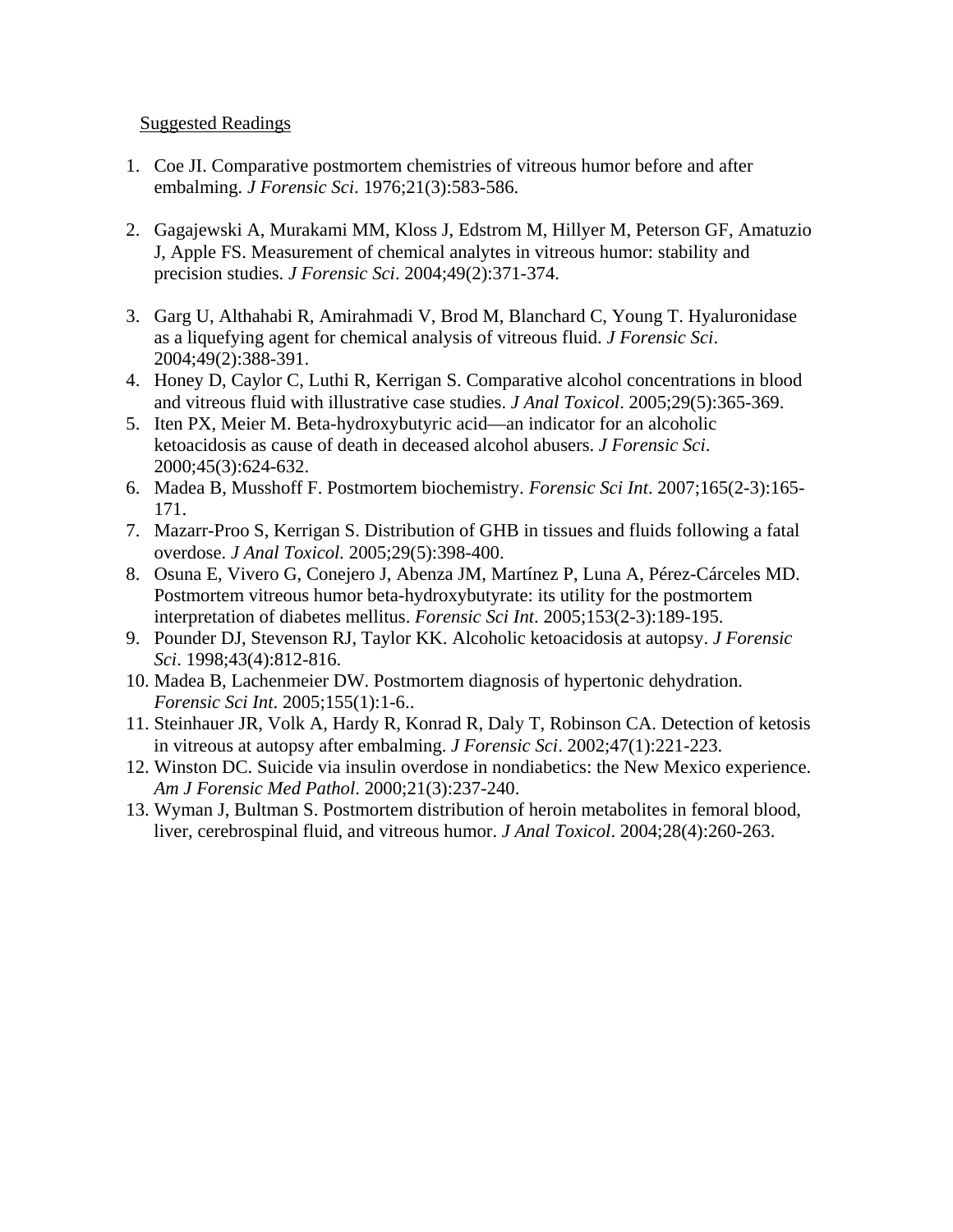Suggested Readings

1. Coe JI. Comparative postmortem chemistries of vitreous humor before and after embalming. *J Forensic Sci*. 1976;21(3):583-586.

2. Gagajewski A, Murakami MM, Kloss J, Edstrom M, Hillyer M, Peterson GF, Amatuzio J, Apple FS. Measurement of chemical analytes in vitreous humor: stability and precision studies. *J Forensic Sci*. 2004;49(2):371-374.

3. Garg U, Althahabi R, Amirahmadi V, Brod M, Blanchard C, Young T. Hyaluronidase as a liquefying agent for chemical analysis of vitreous fluid. *J Forensic Sci*. 2004;49(2):388-391.
4. Honey D, Caylor C, Luthi R, Kerrigan S. Comparative alcohol concentrations in blood and vitreous fluid with illustrative case studies. *J Anal Toxicol*. 2005;29(5):365-369.
5. Iten PX, Meier M. Beta-hydroxybutyric acid—an indicator for an alcoholic ketoacidosis as cause of death in deceased alcohol abusers. *J Forensic Sci*. 2000;45(3):624-632.
6. Madea B, Musshoff F. Postmortem biochemistry. *Forensic Sci Int*. 2007;165(2-3):165-171.
7. Mazarr-Proo S, Kerrigan S. Distribution of GHB in tissues and fluids following a fatal overdose. *J Anal Toxicol.* 2005;29(5):398-400.
8. Osuna E, Vivero G, Conejero J, Abenza JM, Martínez P, Luna A, Pérez-Cárceles MD. Postmortem vitreous humor beta-hydroxybutyrate: its utility for the postmortem interpretation of diabetes mellitus. *Forensic Sci Int*. 2005;153(2-3):189-195.
9. Pounder DJ, Stevenson RJ, Taylor KK. Alcoholic ketoacidosis at autopsy. *J Forensic Sci*. 1998;43(4):812-816.
10. Madea B, Lachenmeier DW. Postmortem diagnosis of hypertonic dehydration. *Forensic Sci Int*. 2005;155(1):1-6..
11. Steinhauer JR, Volk A, Hardy R, Konrad R, Daly T, Robinson CA. Detection of ketosis in vitreous at autopsy after embalming. *J Forensic Sci*. 2002;47(1):221-223.
12. Winston DC. Suicide via insulin overdose in nondiabetics: the New Mexico experience. *Am J Forensic Med Pathol*. 2000;21(3):237-240.
13. Wyman J, Bultman S. Postmortem distribution of heroin metabolites in femoral blood, liver, cerebrospinal fluid, and vitreous humor. *J Anal Toxicol*. 2004;28(4):260-263.